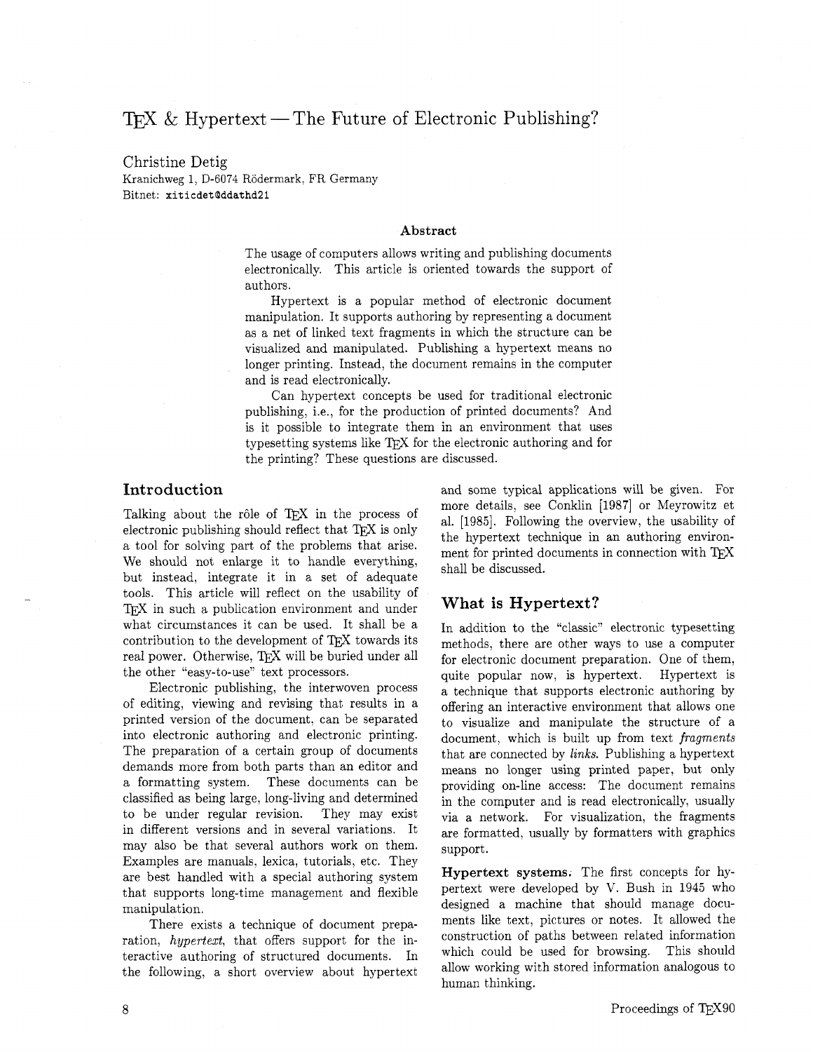# TEX & Hypertext — The Future of Electronic Publishing?

Christine Detig
Kranichweg 1, D-6074 Rödermark, FR Germany
Bitnet: `xiticdet@ddathd21`

### Abstract

The usage of computers allows writing and publishing documents electronically. This article is oriented towards the support of authors.

Hypertext is a popular method of electronic document manipulation. It supports authoring by representing a document as a net of linked text fragments in which the structure can be visualized and manipulated. Publishing a hypertext means no longer printing. Instead, the document remains in the computer and is read electronically.

Can hypertext concepts be used for traditional electronic publishing, i.e., for the production of printed documents? And is it possible to integrate them in an environment that uses typesetting systems like TEX for the electronic authoring and for the printing? These questions are discussed.

## Introduction

Talking about the rôle of TEX in the process of electronic publishing should reflect that TEX is only a tool for solving part of the problems that arise. We should not enlarge it to handle everything, but instead, integrate it in a set of adequate tools. This article will reflect on the usability of TEX in such a publication environment and under what circumstances it can be used. It shall be a contribution to the development of TEX towards its real power. Otherwise, TEX will be buried under all the other "easy-to-use" text processors.

Electronic publishing, the interwoven process of editing, viewing and revising that results in a printed version of the document, can be separated into electronic authoring and electronic printing. The preparation of a certain group of documents demands more from both parts than an editor and a formatting system. These documents can be classified as being large, long-living and determined to be under regular revision. They may exist in different versions and in several variations. It may also be that several authors work on them. Examples are manuals, lexica, tutorials, etc. They are best handled with a special authoring system that supports long-time management and flexible manipulation.

There exists a technique of document preparation, *hypertext*, that offers support for the interactive authoring of structured documents. In the following, a short overview about hypertext and some typical applications will be given. For more details, see Conklin [1987] or Meyrowitz et al. [1985]. Following the overview, the usability of the hypertext technique in an authoring environment for printed documents in connection with TEX shall be discussed.

## What is Hypertext?

In addition to the "classic" electronic typesetting methods, there are other ways to use a computer for electronic document preparation. One of them, quite popular now, is hypertext. Hypertext is a technique that supports electronic authoring by offering an interactive environment that allows one to visualize and manipulate the structure of a document, which is built up from text *fragments* that are connected by *links*. Publishing a hypertext means no longer using printed paper, but only providing on-line access: The document remains in the computer and is read electronically, usually via a network. For visualization, the fragments are formatted, usually by formatters with graphics support.

**Hypertext systems.** The first concepts for hypertext were developed by V. Bush in 1945 who designed a machine that should manage documents like text, pictures or notes. It allowed the construction of paths between related information which could be used for browsing. This should allow working with stored information analogous to human thinking.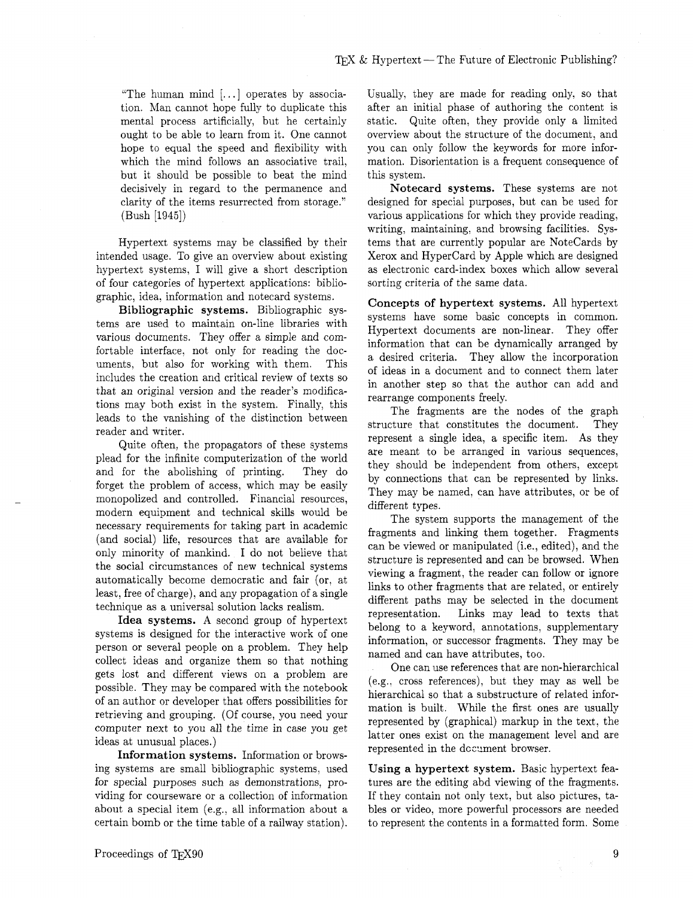> "The human mind [...] operates by association. Man cannot hope fully to duplicate this mental process artificially, but he certainly ought to be able to learn from it. One cannot hope to equal the speed and flexibility with which the mind follows an associative trail, but it should be possible to beat the mind decisively in regard to the permanence and clarity of the items resurrected from storage." (Bush [1945])

Hypertext systems may be classified by their intended usage. To give an overview about existing hypertext systems, I will give a short description of four categories of hypertext applications: bibliographic, idea, information and notecard systems.

**Bibliographic systems.** Bibliographic systems are used to maintain on-line libraries with various documents. They offer a simple and comfortable interface, not only for reading the documents, but also for working with them. This includes the creation and critical review of texts so that an original version and the reader's modifications may both exist in the system. Finally, this leads to the vanishing of the distinction between reader and writer.

Quite often, the propagators of these systems plead for the infinite computerization of the world and for the abolishing of printing. They do forget the problem of access, which may be easily monopolized and controlled. Financial resources, modern equipment and technical skills would be necessary requirements for taking part in academic (and social) life, resources that are available for only minority of mankind. I do not believe that the social circumstances of new technical systems automatically become democratic and fair (or, at least, free of charge), and any propagation of a single technique as a universal solution lacks realism.

**Idea systems.** A second group of hypertext systems is designed for the interactive work of one person or several people on a problem. They help collect ideas and organize them so that nothing gets lost and different views on a problem are possible. They may be compared with the notebook of an author or developer that offers possibilities for retrieving and grouping. (Of course, you need your computer next to you all the time in case you get ideas at unusual places.)

**Information systems.** Information or browsing systems are small bibliographic systems, used for special purposes such as demonstrations, providing for courseware or a collection of information about a special item (e.g., all information about a certain bomb or the time table of a railway station). Usually, they are made for reading only, so that after an initial phase of authoring the content is static. Quite often, they provide only a limited overview about the structure of the document, and you can only follow the keywords for more information. Disorientation is a frequent consequence of this system.

**Notecard systems.** These systems are not designed for special purposes, but can be used for various applications for which they provide reading, writing, maintaining, and browsing facilities. Systems that are currently popular are NoteCards by Xerox and HyperCard by Apple which are designed as electronic card-index boxes which allow several sorting criteria of the same data.

**Concepts of hypertext systems.** All hypertext systems have some basic concepts in common. Hypertext documents are non-linear. They offer information that can be dynamically arranged by a desired criteria. They allow the incorporation of ideas in a document and to connect them later in another step so that the author can add and rearrange components freely.

The fragments are the nodes of the graph structure that constitutes the document. They represent a single idea, a specific item. As they are meant to be arranged in various sequences, they should be independent from others, except by connections that can be represented by links. They may be named, can have attributes, or be of different types.

The system supports the management of the fragments and linking them together. Fragments can be viewed or manipulated (i.e., edited), and the structure is represented and can be browsed. When viewing a fragment, the reader can follow or ignore links to other fragments that are related, or entirely different paths may be selected in the document representation. Links may lead to texts that belong to a keyword, annotations, supplementary information, or successor fragments. They may be named and can have attributes, too.

One can use references that are non-hierarchical (e.g., cross references), but they may as well be hierarchical so that a substructure of related information is built. While the first ones are usually represented by (graphical) markup in the text, the latter ones exist on the management level and are represented in the document browser.

**Using a hypertext system.** Basic hypertext features are the editing abd viewing of the fragments. If they contain not only text, but also pictures, tables or video, more powerful processors are needed to represent the contents in a formatted form. Some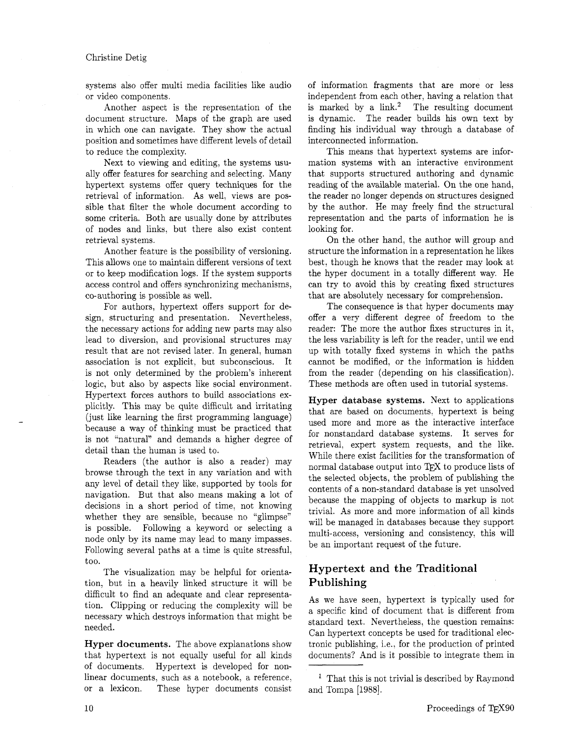systems also offer multi media facilities like audio or video components.

Another aspect is the representation of the document structure. Maps of the graph are used in which one can navigate. They show the actual position and sometimes have different levels of detail to reduce the complexity.

Next to viewing and editing, the systems usually offer features for searching and selecting. Many hypertext systems offer query techniques for the retrieval of information. As well, views are possible that filter the whole document according to some criteria. Both are usually done by attributes of nodes and links, but there also exist content retrieval systems.

Another feature is the possibility of versioning. This allows one to maintain different versions of text or to keep modification logs. If the system supports access control and offers synchronizing mechanisms, co-authoring is possible as well.

For authors, hypertext offers support for design, structuring and presentation. Nevertheless, the necessary actions for adding new parts may also lead to diversion, and provisional structures may result that are not revised later. In general, human association is not explicit, but subconscious. It is not only determined by the problem's inherent logic, but also by aspects like social environment. Hypertext forces authors to build associations explicitly. This may be quite difficult and irritating (just like learning the first programming language) because a way of thinking must be practiced that is not "natural" and demands a higher degree of detail than the human is used to.

Readers (the author is also a reader) may browse through the text in any variation and with any level of detail they like, supported by tools for navigation. But that also means making a lot of decisions in a short period of time, not knowing whether they are sensible, because no "glimpse" is possible. Following a keyword or selecting a node only by its name may lead to many impasses. Following several paths at a time is quite stressful, too.

The visualization may be helpful for orientation, but in a heavily linked structure it will be difficult to find an adequate and clear representation. Clipping or reducing the complexity will be necessary which destroys information that might be needed.

**Hyper documents.** The above explanations show that hypertext is not equally useful for all kinds of documents. Hypertext is developed for non-linear documents, such as a notebook, a reference, or a lexicon. These hyper documents consist of information fragments that are more or less independent from each other, having a relation that is marked by a link.[2] The resulting document is dynamic. The reader builds his own text by finding his individual way through a database of interconnected information.

This means that hypertext systems are information systems with an interactive environment that supports structured authoring and dynamic reading of the available material. On the one hand, the reader no longer depends on structures designed by the author. He may freely find the structural representation and the parts of information he is looking for.

On the other hand, the author will group and structure the information in a representation he likes best, though he knows that the reader may look at the hyper document in a totally different way. He can try to avoid this by creating fixed structures that are absolutely necessary for comprehension.

The consequence is that hyper documents may offer a very different degree of freedom to the reader: The more the author fixes structures in it, the less variability is left for the reader, until we end up with totally fixed systems in which the paths cannot be modified, or the information is hidden from the reader (depending on his classification). These methods are often used in tutorial systems.

**Hyper database systems.** Next to applications that are based on documents, hypertext is being used more and more as the interactive interface for nonstandard database systems. It serves for retrieval, expert system requests, and the like. While there exist facilities for the transformation of normal database output into TeX to produce lists of the selected objects, the problem of publishing the contents of a non-standard database is yet unsolved because the mapping of objects to markup is not trivial. As more and more information of all kinds will be managed in databases because they support multi-access, versioning and consistency, this will be an important request of the future.

## Hypertext and the Traditional Publishing

As we have seen, hypertext is typically used for a specific kind of document that is different from standard text. Nevertheless, the question remains: Can hypertext concepts be used for traditional electronic publishing, i.e., for the production of printed documents? And is it possible to integrate them in

---

[1] That this is not trivial is described by Raymond and Tompa [1988].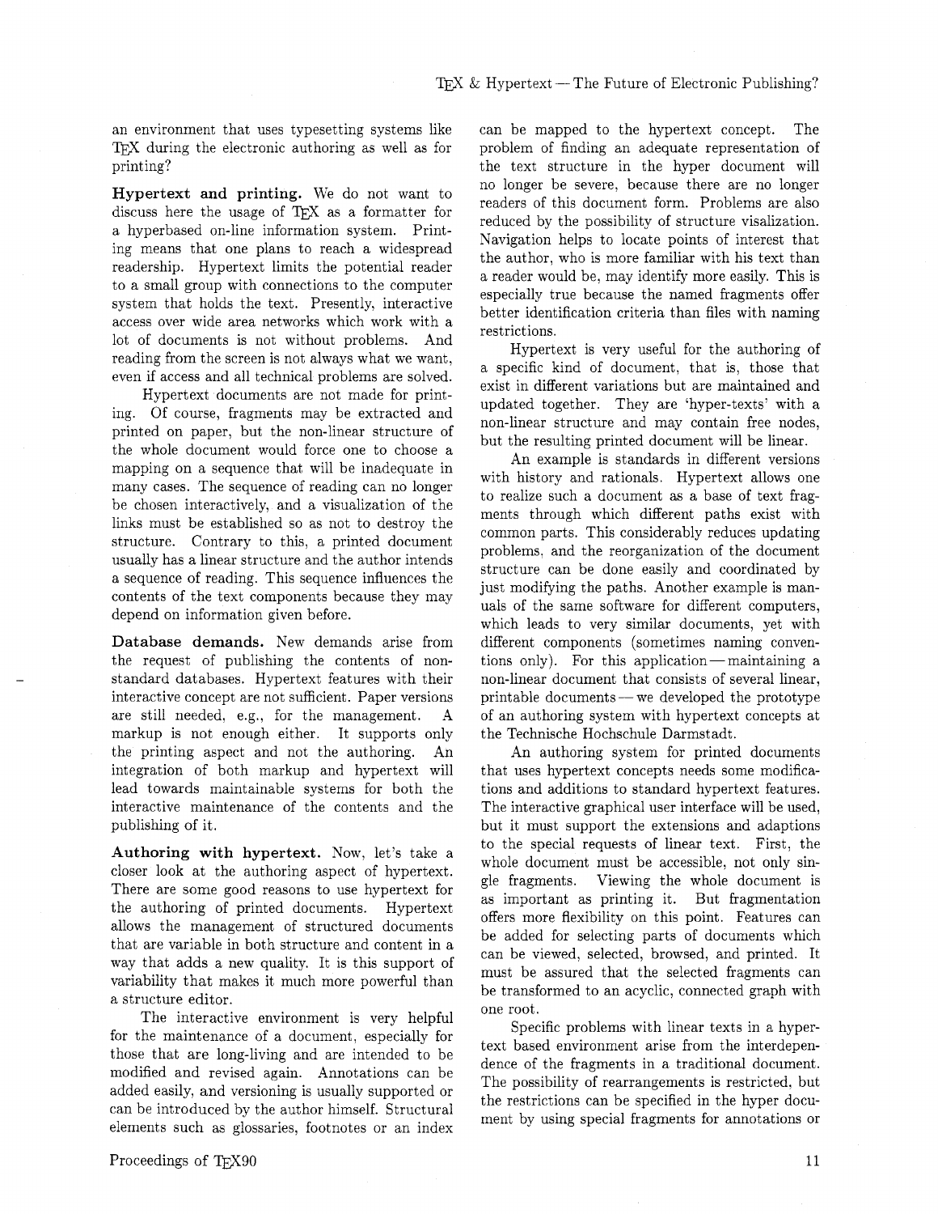an environment that uses typesetting systems like TeX during the electronic authoring as well as for printing?

**Hypertext and printing.** We do not want to discuss here the usage of TeX as a formatter for a hyperbased on-line information system. Printing means that one plans to reach a widespread readership. Hypertext limits the potential reader to a small group with connections to the computer system that holds the text. Presently, interactive access over wide area networks which work with a lot of documents is not without problems. And reading from the screen is not always what we want, even if access and all technical problems are solved.

Hypertext documents are not made for printing. Of course, fragments may be extracted and printed on paper, but the non-linear structure of the whole document would force one to choose a mapping on a sequence that will be inadequate in many cases. The sequence of reading can no longer be chosen interactively, and a visualization of the links must be established so as not to destroy the structure. Contrary to this, a printed document usually has a linear structure and the author intends a sequence of reading. This sequence influences the contents of the text components because they may depend on information given before.

**Database demands.** New demands arise from the request of publishing the contents of non-standard databases. Hypertext features with their interactive concept are not sufficient. Paper versions are still needed, e.g., for the management. A markup is not enough either. It supports only the printing aspect and not the authoring. An integration of both markup and hypertext will lead towards maintainable systems for both the interactive maintenance of the contents and the publishing of it.

**Authoring with hypertext.** Now, let's take a closer look at the authoring aspect of hypertext. There are some good reasons to use hypertext for the authoring of printed documents. Hypertext allows the management of structured documents that are variable in both structure and content in a way that adds a new quality. It is this support of variability that makes it much more powerful than a structure editor.

The interactive environment is very helpful for the maintenance of a document, especially for those that are long-living and are intended to be modified and revised again. Annotations can be added easily, and versioning is usually supported or can be introduced by the author himself. Structural elements such as glossaries, footnotes or an index can be mapped to the hypertext concept. The problem of finding an adequate representation of the text structure in the hyper document will no longer be severe, because there are no longer readers of this document form. Problems are also reduced by the possibility of structure visalization. Navigation helps to locate points of interest that the author, who is more familiar with his text than a reader would be, may identify more easily. This is especially true because the named fragments offer better identification criteria than files with naming restrictions.

Hypertext is very useful for the authoring of a specific kind of document, that is, those that exist in different variations but are maintained and updated together. They are 'hyper-texts' with a non-linear structure and may contain free nodes, but the resulting printed document will be linear.

An example is standards in different versions with history and rationals. Hypertext allows one to realize such a document as a base of text fragments through which different paths exist with common parts. This considerably reduces updating problems, and the reorganization of the document structure can be done easily and coordinated by just modifying the paths. Another example is manuals of the same software for different computers, which leads to very similar documents, yet with different components (sometimes naming conventions only). For this application — maintaining a non-linear document that consists of several linear, printable documents — we developed the prototype of an authoring system with hypertext concepts at the Technische Hochschule Darmstadt.

An authoring system for printed documents that uses hypertext concepts needs some modifications and additions to standard hypertext features. The interactive graphical user interface will be used, but it must support the extensions and adaptions to the special requests of linear text. First, the whole document must be accessible, not only single fragments. Viewing the whole document is as important as printing it. But fragmentation offers more flexibility on this point. Features can be added for selecting parts of documents which can be viewed, selected, browsed, and printed. It must be assured that the selected fragments can be transformed to an acyclic, connected graph with one root.

Specific problems with linear texts in a hypertext based environment arise from the interdependence of the fragments in a traditional document. The possibility of rearrangements is restricted, but the restrictions can be specified in the hyper document by using special fragments for annotations or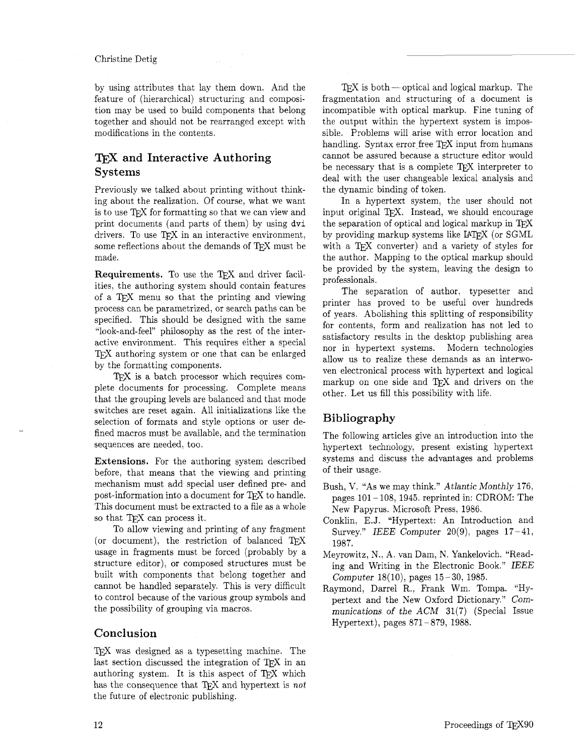by using attributes that lay them down. And the feature of (hierarchical) structuring and composition may be used to build components that belong together and should not be rearranged except with modifications in the contents.

## TEX and Interactive Authoring Systems

Previously we talked about printing without thinking about the realization. Of course, what we want is to use TEX for formatting so that we can view and print documents (and parts of them) by using dvi drivers. To use TEX in an interactive environment, some reflections about the demands of TEX must be made.

**Requirements.** To use the TEX and driver facilities, the authoring system should contain features of a TEX menu so that the printing and viewing process can be parametrized, or search paths can be specified. This should be designed with the same "look-and-feel" philosophy as the rest of the interactive environment. This requires either a special TEX authoring system or one that can be enlarged by the formatting components.

TEX is a batch processor which requires complete documents for processing. Complete means that the grouping levels are balanced and that mode switches are reset again. All initializations like the selection of formats and style options or user defined macros must be available, and the termination sequences are needed, too.

**Extensions.** For the authoring system described before, that means that the viewing and printing mechanism must add special user defined pre- and post-information into a document for TEX to handle. This document must be extracted to a file as a whole so that TEX can process it.

To allow viewing and printing of any fragment (or document), the restriction of balanced TEX usage in fragments must be forced (probably by a structure editor), or composed structures must be built with components that belong together and cannot be handled separately. This is very difficult to control because of the various group symbols and the possibility of grouping via macros.

## Conclusion

TEX was designed as a typesetting machine. The last section discussed the integration of TEX in an authoring system. It is this aspect of TEX which has the consequence that TEX and hypertext is *not* the future of electronic publishing.

TEX is both — optical and logical markup. The fragmentation and structuring of a document is incompatible with optical markup. Fine tuning of the output within the hypertext system is impossible. Problems will arise with error location and handling. Syntax error free TEX input from humans cannot be assured because a structure editor would be necessary that is a complete TEX interpreter to deal with the user changeable lexical analysis and the dynamic binding of token.

In a hypertext system, the user should not input original TEX. Instead, we should encourage the separation of optical and logical markup in TEX by providing markup systems like LaTEX (or SGML with a TEX converter) and a variety of styles for the author. Mapping to the optical markup should be provided by the system, leaving the design to professionals.

The separation of author, typesetter and printer has proved to be useful over hundreds of years. Abolishing this splitting of responsibility for contents, form and realization has not led to satisfactory results in the desktop publishing area nor in hypertext systems. Modern technologies allow us to realize these demands as an interwoven electronical process with hypertext and logical markup on one side and TEX and drivers on the other. Let us fill this possibility with life.

## Bibliography

The following articles give an introduction into the hypertext technology, present existing hypertext systems and discuss the advantages and problems of their usage.

- Bush, V. "As we may think." *Atlantic Monthly* 176, pages 101–108, 1945. reprinted in: CDROM: The New Papyrus. Microsoft Press, 1986.
- Conklin, E.J. "Hypertext: An Introduction and Survey." *IEEE Computer* 20(9), pages 17–41, 1987.
- Meyrowitz, N., A. van Dam, N. Yankelovich. "Reading and Writing in the Electronic Book." *IEEE Computer* 18(10), pages 15–30, 1985.
- Raymond, Darrel R., Frank Wm. Tompa. "Hypertext and the New Oxford Dictionary." *Communications of the ACM* 31(7) (Special Issue Hypertext), pages 871–879, 1988.